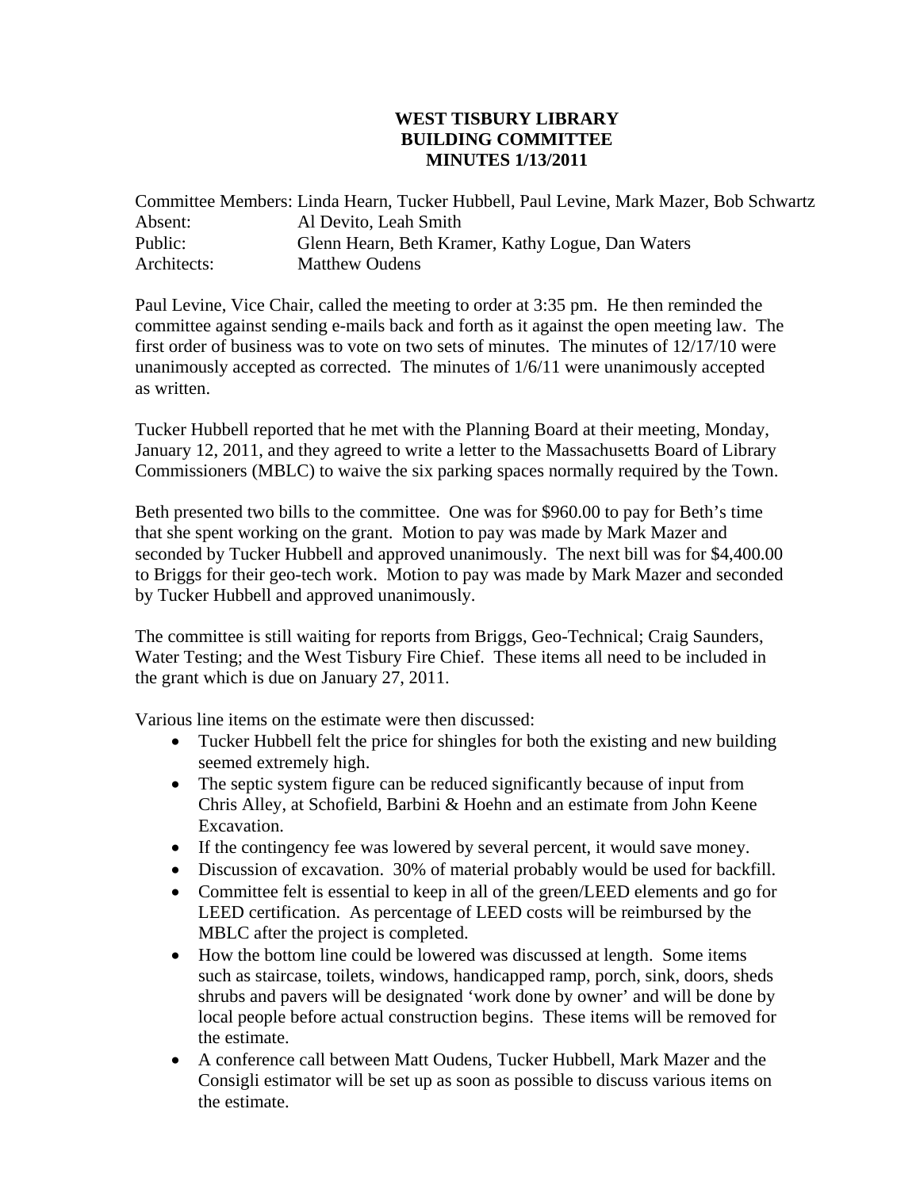# WEST TISBURY LIBRARY
# BUILDING COMMITTEE
# MINUTES 1/13/2011

| | |
|---|---|
| Committee Members: | Linda Hearn, Tucker Hubbell, Paul Levine, Mark Mazer, Bob Schwartz |
| Absent: | Al Devito, Leah Smith |
| Public: | Glenn Hearn, Beth Kramer, Kathy Logue, Dan Waters |
| Architects: | Matthew Oudens |

Paul Levine, Vice Chair, called the meeting to order at 3:35 pm. He then reminded the committee against sending e-mails back and forth as it against the open meeting law. The first order of business was to vote on two sets of minutes. The minutes of 12/17/10 were unanimously accepted as corrected. The minutes of 1/6/11 were unanimously accepted as written.

Tucker Hubbell reported that he met with the Planning Board at their meeting, Monday, January 12, 2011, and they agreed to write a letter to the Massachusetts Board of Library Commissioners (MBLC) to waive the six parking spaces normally required by the Town.

Beth presented two bills to the committee. One was for $960.00 to pay for Beth's time that she spent working on the grant. Motion to pay was made by Mark Mazer and seconded by Tucker Hubbell and approved unanimously. The next bill was for $4,400.00 to Briggs for their geo-tech work. Motion to pay was made by Mark Mazer and seconded by Tucker Hubbell and approved unanimously.

The committee is still waiting for reports from Briggs, Geo-Technical; Craig Saunders, Water Testing; and the West Tisbury Fire Chief. These items all need to be included in the grant which is due on January 27, 2011.

Various line items on the estimate were then discussed:

- Tucker Hubbell felt the price for shingles for both the existing and new building seemed extremely high.
- The septic system figure can be reduced significantly because of input from Chris Alley, at Schofield, Barbini & Hoehn and an estimate from John Keene Excavation.
- If the contingency fee was lowered by several percent, it would save money.
- Discussion of excavation. 30% of material probably would be used for backfill.
- Committee felt is essential to keep in all of the green/LEED elements and go for LEED certification. As percentage of LEED costs will be reimbursed by the MBLC after the project is completed.
- How the bottom line could be lowered was discussed at length. Some items such as staircase, toilets, windows, handicapped ramp, porch, sink, doors, sheds shrubs and pavers will be designated 'work done by owner' and will be done by local people before actual construction begins. These items will be removed for the estimate.
- A conference call between Matt Oudens, Tucker Hubbell, Mark Mazer and the Consigli estimator will be set up as soon as possible to discuss various items on the estimate.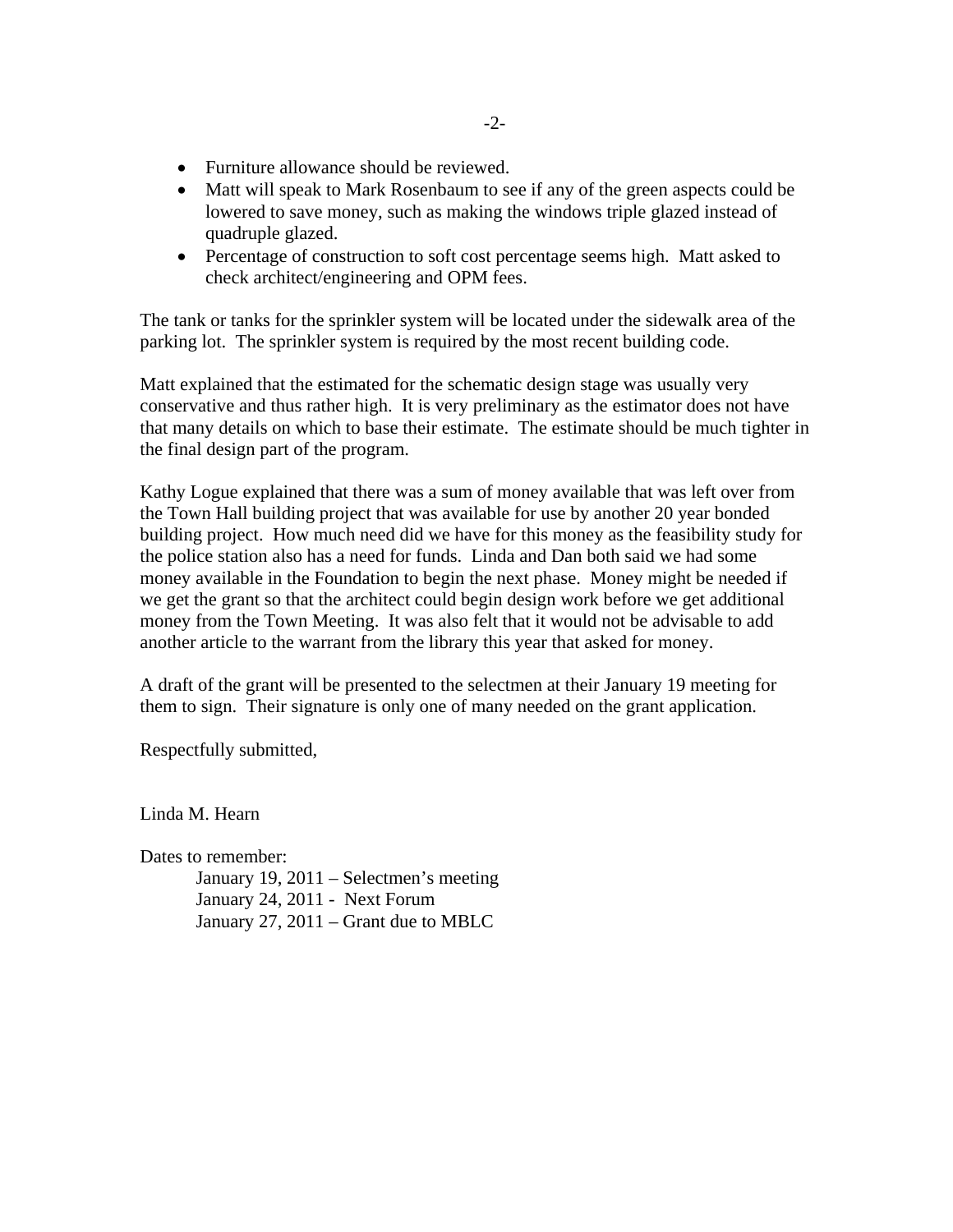- Furniture allowance should be reviewed.
- Matt will speak to Mark Rosenbaum to see if any of the green aspects could be lowered to save money, such as making the windows triple glazed instead of quadruple glazed.
- Percentage of construction to soft cost percentage seems high. Matt asked to check architect/engineering and OPM fees.

The tank or tanks for the sprinkler system will be located under the sidewalk area of the parking lot. The sprinkler system is required by the most recent building code.

Matt explained that the estimated for the schematic design stage was usually very conservative and thus rather high. It is very preliminary as the estimator does not have that many details on which to base their estimate. The estimate should be much tighter in the final design part of the program.

Kathy Logue explained that there was a sum of money available that was left over from the Town Hall building project that was available for use by another 20 year bonded building project. How much need did we have for this money as the feasibility study for the police station also has a need for funds. Linda and Dan both said we had some money available in the Foundation to begin the next phase. Money might be needed if we get the grant so that the architect could begin design work before we get additional money from the Town Meeting. It was also felt that it would not be advisable to add another article to the warrant from the library this year that asked for money.

A draft of the grant will be presented to the selectmen at their January 19 meeting for them to sign. Their signature is only one of many needed on the grant application.

Respectfully submitted,

Linda M. Hearn

Dates to remember:

January 19, 2011 – Selectmen's meeting
January 24, 2011 - Next Forum
January 27, 2011 – Grant due to MBLC